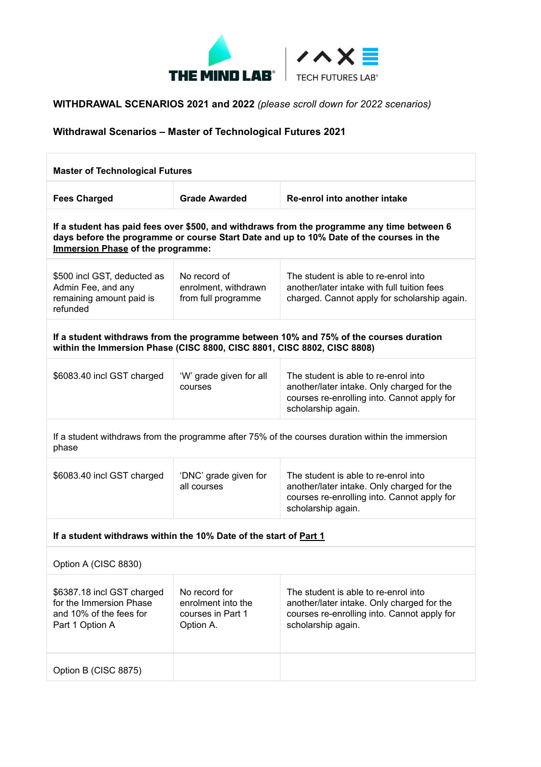THE MIND LAB® | TECH FUTURES LAB®

**WITHDRAWAL SCENARIOS 2021 and 2022** *(please scroll down for 2022 scenarios)*

**Withdrawal Scenarios – Master of Technological Futures 2021**

| **Master of Technological Futures** | | |
|---|---|---|
| **Fees Charged** | **Grade Awarded** | **Re-enrol into another intake** |
| **If a student has paid fees over $500, and withdraws from the programme any time between 6 days before the programme or course Start Date and up to 10% Date of the courses in the Immersion Phase of the programme:** | | |
| $500 incl GST, deducted as Admin Fee, and any remaining amount paid is refunded | No record of enrolment, withdrawn from full programme | The student is able to re-enrol into another/later intake with full tuition fees charged. Cannot apply for scholarship again. |
| **If a student withdraws from the programme between 10% and 75% of the courses duration within the Immersion Phase (CISC 8800, CISC 8801, CISC 8802, CISC 8808)** | | |
| $6083.40 incl GST charged | 'W' grade given for all courses | The student is able to re-enrol into another/later intake. Only charged for the courses re-enrolling into. Cannot apply for scholarship again. |
| If a student withdraws from the programme after 75% of the courses duration within the immersion phase | | |
| $6083.40 incl GST charged | 'DNC' grade given for all courses | The student is able to re-enrol into another/later intake. Only charged for the courses re-enrolling into. Cannot apply for scholarship again. |
| **If a student withdraws within the 10% Date of the start of Part 1** | | |
| Option A (CISC 8830) | | |
| $6387.18 incl GST charged for the Immersion Phase and 10% of the fees for Part 1 Option A | No record for enrolment into the courses in Part 1 Option A. | The student is able to re-enrol into another/later intake. Only charged for the courses re-enrolling into. Cannot apply for scholarship again. |
| Option B (CISC 8875) | | |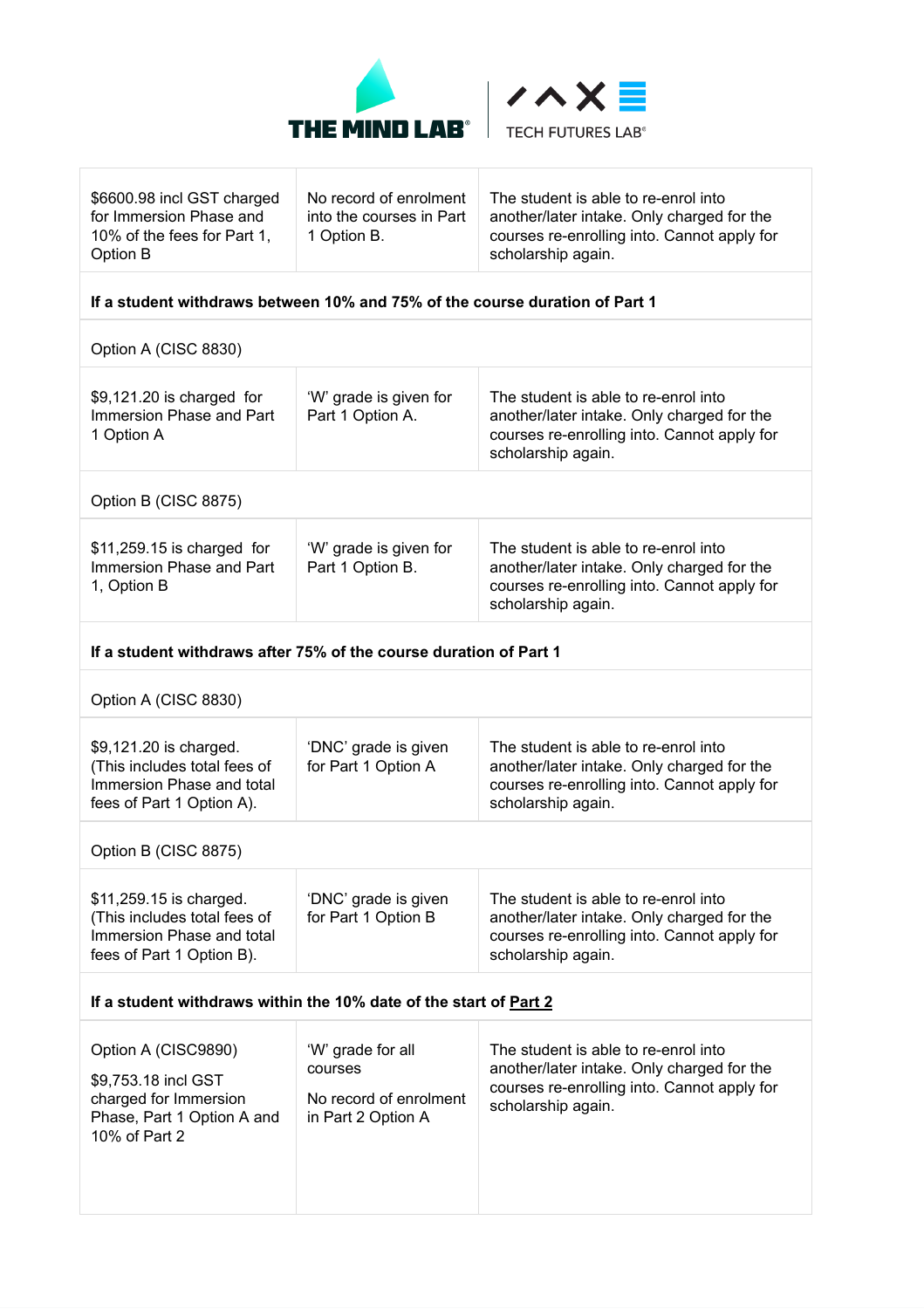| | | |
|---|---|---|
| $6600.98 incl GST charged for Immersion Phase and 10% of the fees for Part 1, Option B | No record of enrolment into the courses in Part 1 Option B. | The student is able to re-enrol into another/later intake. Only charged for the courses re-enrolling into. Cannot apply for scholarship again. |
| **If a student withdraws between 10% and 75% of the course duration of Part 1** | | |
| Option A (CISC 8830) | | |
| $9,121.20 is charged for Immersion Phase and Part 1 Option A | 'W' grade is given for Part 1 Option A. | The student is able to re-enrol into another/later intake. Only charged for the courses re-enrolling into. Cannot apply for scholarship again. |
| Option B (CISC 8875) | | |
| $11,259.15 is charged for Immersion Phase and Part 1, Option B | 'W' grade is given for Part 1 Option B. | The student is able to re-enrol into another/later intake. Only charged for the courses re-enrolling into. Cannot apply for scholarship again. |
| **If a student withdraws after 75% of the course duration of Part 1** | | |
| Option A (CISC 8830) | | |
| $9,121.20 is charged. (This includes total fees of Immersion Phase and total fees of Part 1 Option A). | 'DNC' grade is given for Part 1 Option A | The student is able to re-enrol into another/later intake. Only charged for the courses re-enrolling into. Cannot apply for scholarship again. |
| Option B (CISC 8875) | | |
| $11,259.15 is charged. (This includes total fees of Immersion Phase and total fees of Part 1 Option B). | 'DNC' grade is given for Part 1 Option B | The student is able to re-enrol into another/later intake. Only charged for the courses re-enrolling into. Cannot apply for scholarship again. |
| **If a student withdraws within the 10% date of the start of Part 2** | | |
| Option A (CISC9890)<br>$9,753.18 incl GST charged for Immersion Phase, Part 1 Option A and 10% of Part 2 | 'W' grade for all courses<br>No record of enrolment in Part 2 Option A | The student is able to re-enrol into another/later intake. Only charged for the courses re-enrolling into. Cannot apply for scholarship again. |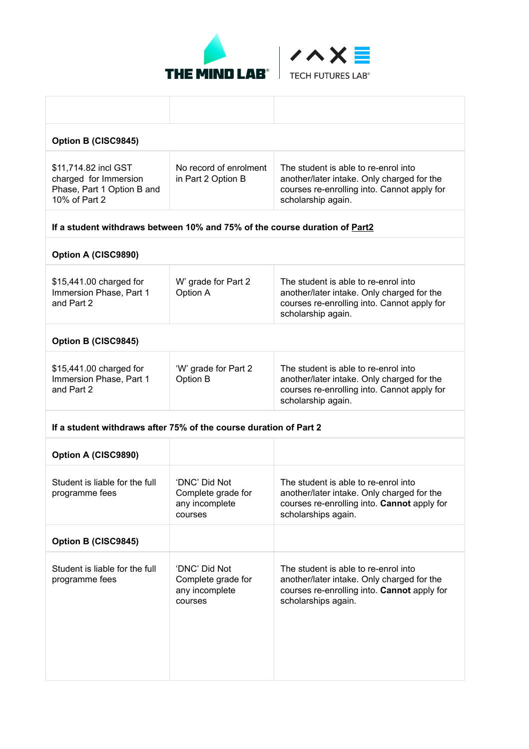| | | |
|---|---|---|
| **Option B (CISC9845)** | | |
| $11,714.82 incl GST charged for Immersion Phase, Part 1 Option B and 10% of Part 2 | No record of enrolment in Part 2 Option B | The student is able to re-enrol into another/later intake. Only charged for the courses re-enrolling into. Cannot apply for scholarship again. |
| **If a student withdraws between 10% and 75% of the course duration of <u>Part2</u>** | | |
| **Option A (CISC9890)** | | |
| $15,441.00 charged for Immersion Phase, Part 1 and Part 2 | W' grade for Part 2 Option A | The student is able to re-enrol into another/later intake. Only charged for the courses re-enrolling into. Cannot apply for scholarship again. |
| **Option B (CISC9845)** | | |
| $15,441.00 charged for Immersion Phase, Part 1 and Part 2 | 'W' grade for Part 2 Option B | The student is able to re-enrol into another/later intake. Only charged for the courses re-enrolling into. Cannot apply for scholarship again. |
| **If a student withdraws after 75% of the course duration of Part 2** | | |
| **Option A (CISC9890)** | | |
| Student is liable for the full programme fees | 'DNC' Did Not Complete grade for any incomplete courses | The student is able to re-enrol into another/later intake. Only charged for the courses re-enrolling into. **Cannot** apply for scholarships again. |
| **Option B (CISC9845)** | | |
| Student is liable for the full programme fees | 'DNC' Did Not Complete grade for any incomplete courses | The student is able to re-enrol into another/later intake. Only charged for the courses re-enrolling into. **Cannot** apply for scholarships again. |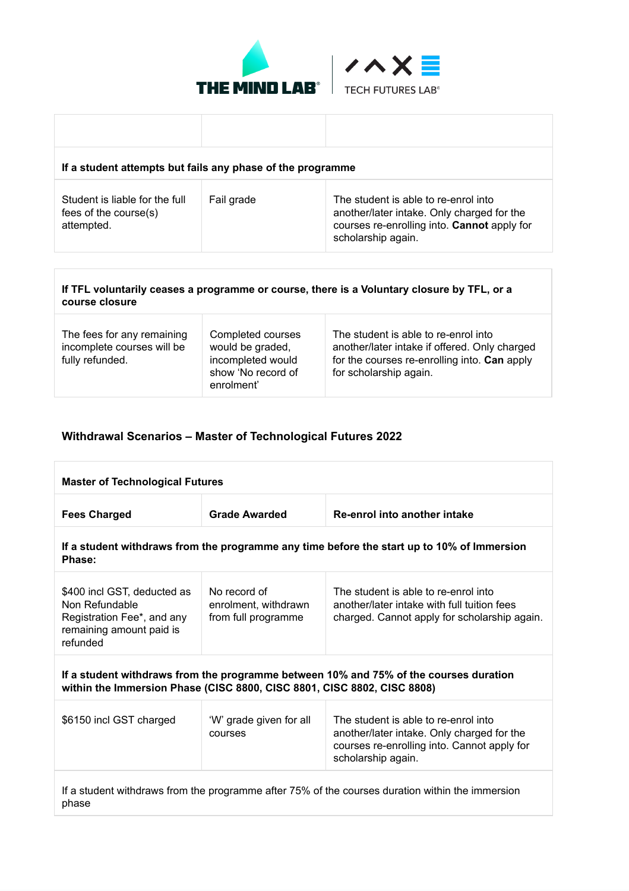| | | |
|---|---|---|
| **If a student attempts but fails any phase of the programme** | | |
| Student is liable for the full fees of the course(s) attempted. | Fail grade | The student is able to re-enrol into another/later intake. Only charged for the courses re-enrolling into. **Cannot** apply for scholarship again. |

| | | |
|---|---|---|
| **If TFL voluntarily ceases a programme or course, there is a Voluntary closure by TFL, or a course closure** | | |
| The fees for any remaining incomplete courses will be fully refunded. | Completed courses would be graded, incompleted would show 'No record of enrolment' | The student is able to re-enrol into another/later intake if offered. Only charged for the courses re-enrolling into. **Can** apply for scholarship again. |

### Withdrawal Scenarios – Master of Technological Futures 2022

| **Master of Technological Futures** | | |
|---|---|---|
| **Fees Charged** | **Grade Awarded** | **Re-enrol into another intake** |
| **If a student withdraws from the programme any time before the start up to 10% of Immersion Phase:** | | |
| $400 incl GST, deducted as Non Refundable Registration Fee*, and any remaining amount paid is refunded | No record of enrolment, withdrawn from full programme | The student is able to re-enrol into another/later intake with full tuition fees charged. Cannot apply for scholarship again. |
| **If a student withdraws from the programme between 10% and 75% of the courses duration within the Immersion Phase (CISC 8800, CISC 8801, CISC 8802, CISC 8808)** | | |
| $6150 incl GST charged | 'W' grade given for all courses | The student is able to re-enrol into another/later intake. Only charged for the courses re-enrolling into. Cannot apply for scholarship again. |
| If a student withdraws from the programme after 75% of the courses duration within the immersion phase | | |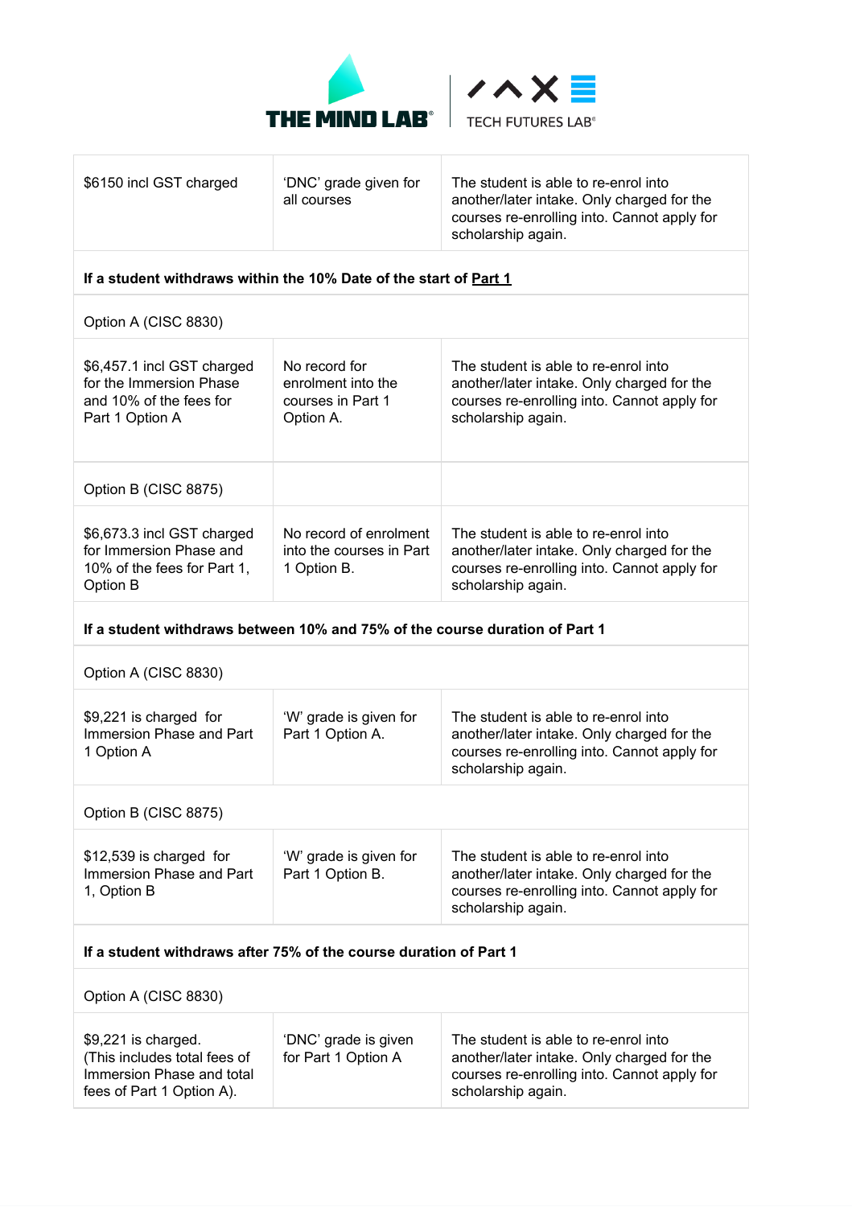| | | |
|---|---|---|
| $6150 incl GST charged | 'DNC' grade given for all courses | The student is able to re-enrol into another/later intake. Only charged for the courses re-enrolling into. Cannot apply for scholarship again. |
| **If a student withdraws within the 10% Date of the start of Part 1** | | |
| Option A (CISC 8830) | | |
| $6,457.1 incl GST charged for the Immersion Phase and 10% of the fees for Part 1 Option A | No record for enrolment into the courses in Part 1 Option A. | The student is able to re-enrol into another/later intake. Only charged for the courses re-enrolling into. Cannot apply for scholarship again. |
| Option B (CISC 8875) | | |
| $6,673.3 incl GST charged for Immersion Phase and 10% of the fees for Part 1, Option B | No record of enrolment into the courses in Part 1 Option B. | The student is able to re-enrol into another/later intake. Only charged for the courses re-enrolling into. Cannot apply for scholarship again. |
| **If a student withdraws between 10% and 75% of the course duration of Part 1** | | |
| Option A (CISC 8830) | | |
| $9,221 is charged for Immersion Phase and Part 1 Option A | 'W' grade is given for Part 1 Option A. | The student is able to re-enrol into another/later intake. Only charged for the courses re-enrolling into. Cannot apply for scholarship again. |
| Option B (CISC 8875) | | |
| $12,539 is charged for Immersion Phase and Part 1, Option B | 'W' grade is given for Part 1 Option B. | The student is able to re-enrol into another/later intake. Only charged for the courses re-enrolling into. Cannot apply for scholarship again. |
| **If a student withdraws after 75% of the course duration of Part 1** | | |
| Option A (CISC 8830) | | |
| $9,221 is charged. (This includes total fees of Immersion Phase and total fees of Part 1 Option A). | 'DNC' grade is given for Part 1 Option A | The student is able to re-enrol into another/later intake. Only charged for the courses re-enrolling into. Cannot apply for scholarship again. |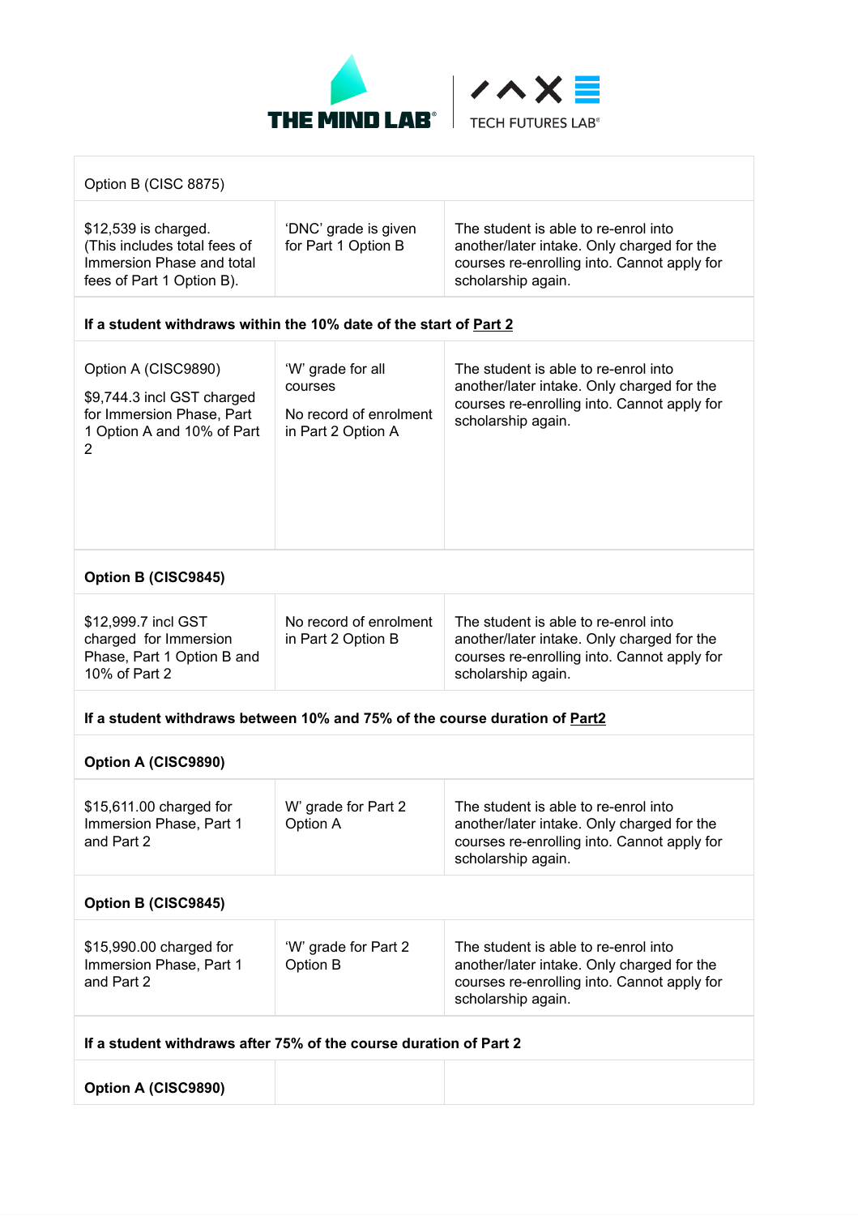| | | |
|---|---|---|
| Option B (CISC 8875) | | |
| $12,539 is charged. (This includes total fees of Immersion Phase and total fees of Part 1 Option B). | 'DNC' grade is given for Part 1 Option B | The student is able to re-enrol into another/later intake. Only charged for the courses re-enrolling into. Cannot apply for scholarship again. |
| **If a student withdraws within the 10% date of the start of Part 2** | | |
| Option A (CISC9890) $9,744.3 incl GST charged for Immersion Phase, Part 1 Option A and 10% of Part 2 | 'W' grade for all courses No record of enrolment in Part 2 Option A | The student is able to re-enrol into another/later intake. Only charged for the courses re-enrolling into. Cannot apply for scholarship again. |
| **Option B (CISC9845)** | | |
| $12,999.7 incl GST charged for Immersion Phase, Part 1 Option B and 10% of Part 2 | No record of enrolment in Part 2 Option B | The student is able to re-enrol into another/later intake. Only charged for the courses re-enrolling into. Cannot apply for scholarship again. |
| **If a student withdraws between 10% and 75% of the course duration of Part2** | | |
| **Option A (CISC9890)** | | |
| $15,611.00 charged for Immersion Phase, Part 1 and Part 2 | W' grade for Part 2 Option A | The student is able to re-enrol into another/later intake. Only charged for the courses re-enrolling into. Cannot apply for scholarship again. |
| **Option B (CISC9845)** | | |
| $15,990.00 charged for Immersion Phase, Part 1 and Part 2 | 'W' grade for Part 2 Option B | The student is able to re-enrol into another/later intake. Only charged for the courses re-enrolling into. Cannot apply for scholarship again. |
| **If a student withdraws after 75% of the course duration of Part 2** | | |
| **Option A (CISC9890)** | | |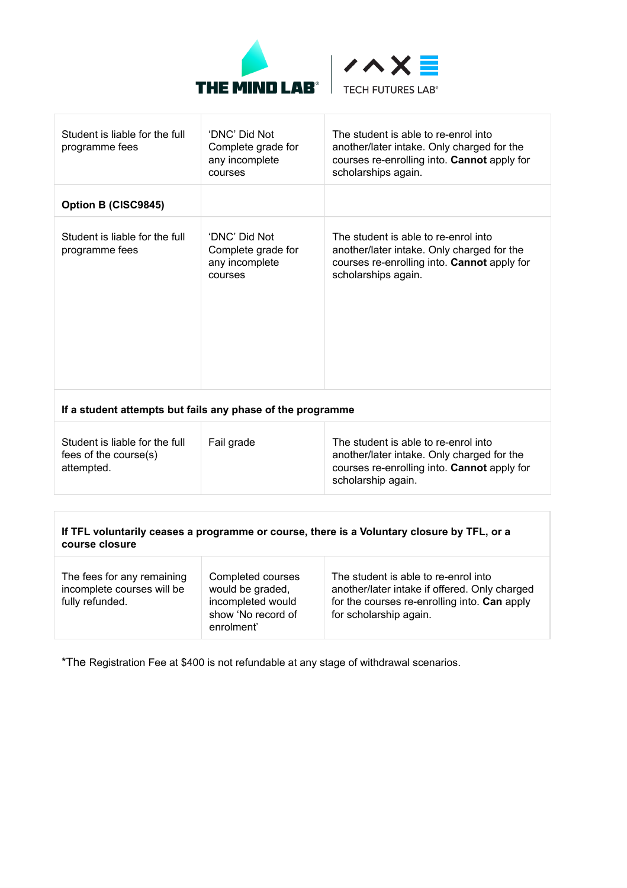| | | |
|---|---|---|
| Student is liable for the full programme fees | 'DNC' Did Not Complete grade for any incomplete courses | The student is able to re-enrol into another/later intake. Only charged for the courses re-enrolling into. **Cannot** apply for scholarships again. |
| **Option B (CISC9845)** | | |
| Student is liable for the full programme fees | 'DNC' Did Not Complete grade for any incomplete courses | The student is able to re-enrol into another/later intake. Only charged for the courses re-enrolling into. **Cannot** apply for scholarships again. |
| **If a student attempts but fails any phase of the programme** | | |
| Student is liable for the full fees of the course(s) attempted. | Fail grade | The student is able to re-enrol into another/later intake. Only charged for the courses re-enrolling into. **Cannot** apply for scholarship again. |

| | | |
|---|---|---|
| **If TFL voluntarily ceases a programme or course, there is a Voluntary closure by TFL, or a course closure** | | |
| The fees for any remaining incomplete courses will be fully refunded. | Completed courses would be graded, incompleted would show 'No record of enrolment' | The student is able to re-enrol into another/later intake if offered. Only charged for the courses re-enrolling into. **Can** apply for scholarship again. |

*The Registration Fee at $400 is not refundable at any stage of withdrawal scenarios.